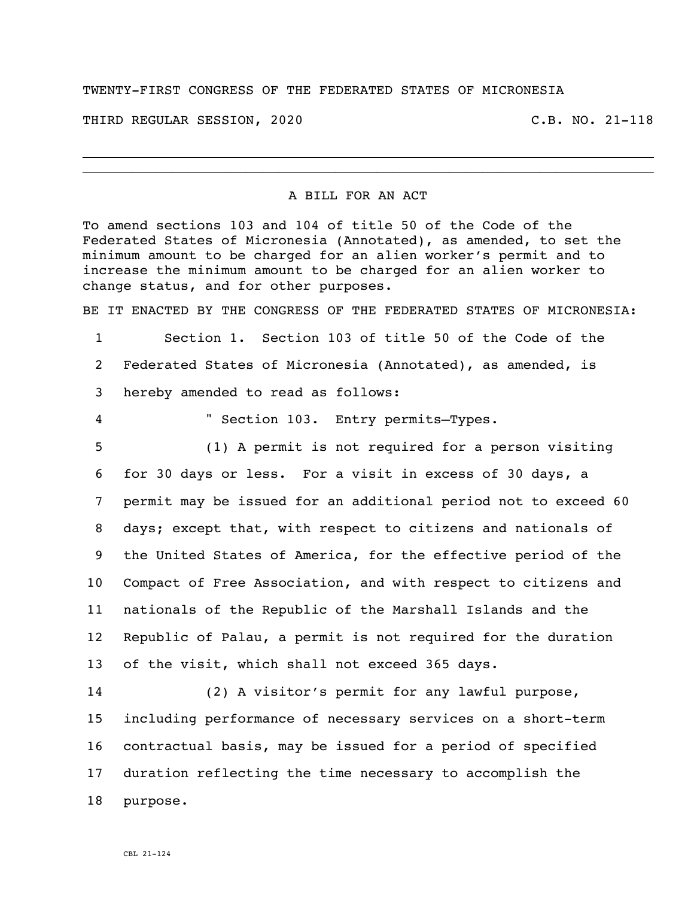TWENTY-FIRST CONGRESS OF THE FEDERATED STATES OF MICRONESIA

THIRD REGULAR SESSION, 2020 C.B. NO. 21-118

---

A BILL FOR AN ACT

To amend sections 103 and 104 of title 50 of the Code of the Federated States of Micronesia (Annotated), as amended, to set the minimum amount to be charged for an alien worker's permit and to increase the minimum amount to be charged for an alien worker to change status, and for other purposes.

BE IT ENACTED BY THE CONGRESS OF THE FEDERATED STATES OF MICRONESIA:

1 Section 1. Section 103 of title 50 of the Code of the
2 Federated States of Micronesia (Annotated), as amended, is
3 hereby amended to read as follows:

4 " Section 103. Entry permits—Types.

5 (1) A permit is not required for a person visiting
6 for 30 days or less. For a visit in excess of 30 days, a
7 permit may be issued for an additional period not to exceed 60
8 days; except that, with respect to citizens and nationals of
9 the United States of America, for the effective period of the
10 Compact of Free Association, and with respect to citizens and
11 nationals of the Republic of the Marshall Islands and the
12 Republic of Palau, a permit is not required for the duration
13 of the visit, which shall not exceed 365 days.

14 (2) A visitor's permit for any lawful purpose,
15 including performance of necessary services on a short-term
16 contractual basis, may be issued for a period of specified
17 duration reflecting the time necessary to accomplish the
18 purpose.

CBL 21-124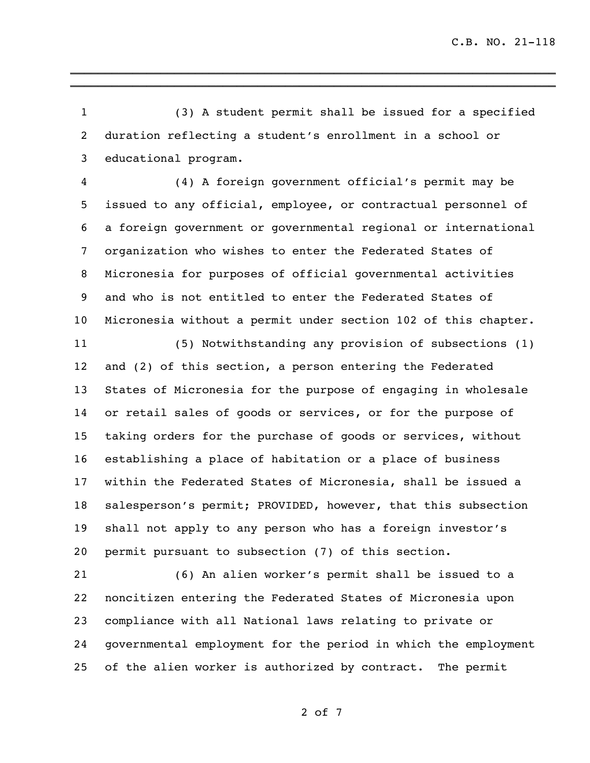(3) A student permit shall be issued for a specified duration reflecting a student's enrollment in a school or educational program.

(4) A foreign government official's permit may be issued to any official, employee, or contractual personnel of a foreign government or governmental regional or international organization who wishes to enter the Federated States of Micronesia for purposes of official governmental activities and who is not entitled to enter the Federated States of Micronesia without a permit under section 102 of this chapter.

(5) Notwithstanding any provision of subsections (1) and (2) of this section, a person entering the Federated States of Micronesia for the purpose of engaging in wholesale or retail sales of goods or services, or for the purpose of taking orders for the purchase of goods or services, without establishing a place of habitation or a place of business within the Federated States of Micronesia, shall be issued a salesperson's permit; PROVIDED, however, that this subsection shall not apply to any person who has a foreign investor's permit pursuant to subsection (7) of this section.

(6) An alien worker's permit shall be issued to a noncitizen entering the Federated States of Micronesia upon compliance with all National laws relating to private or governmental employment for the period in which the employment of the alien worker is authorized by contract. The permit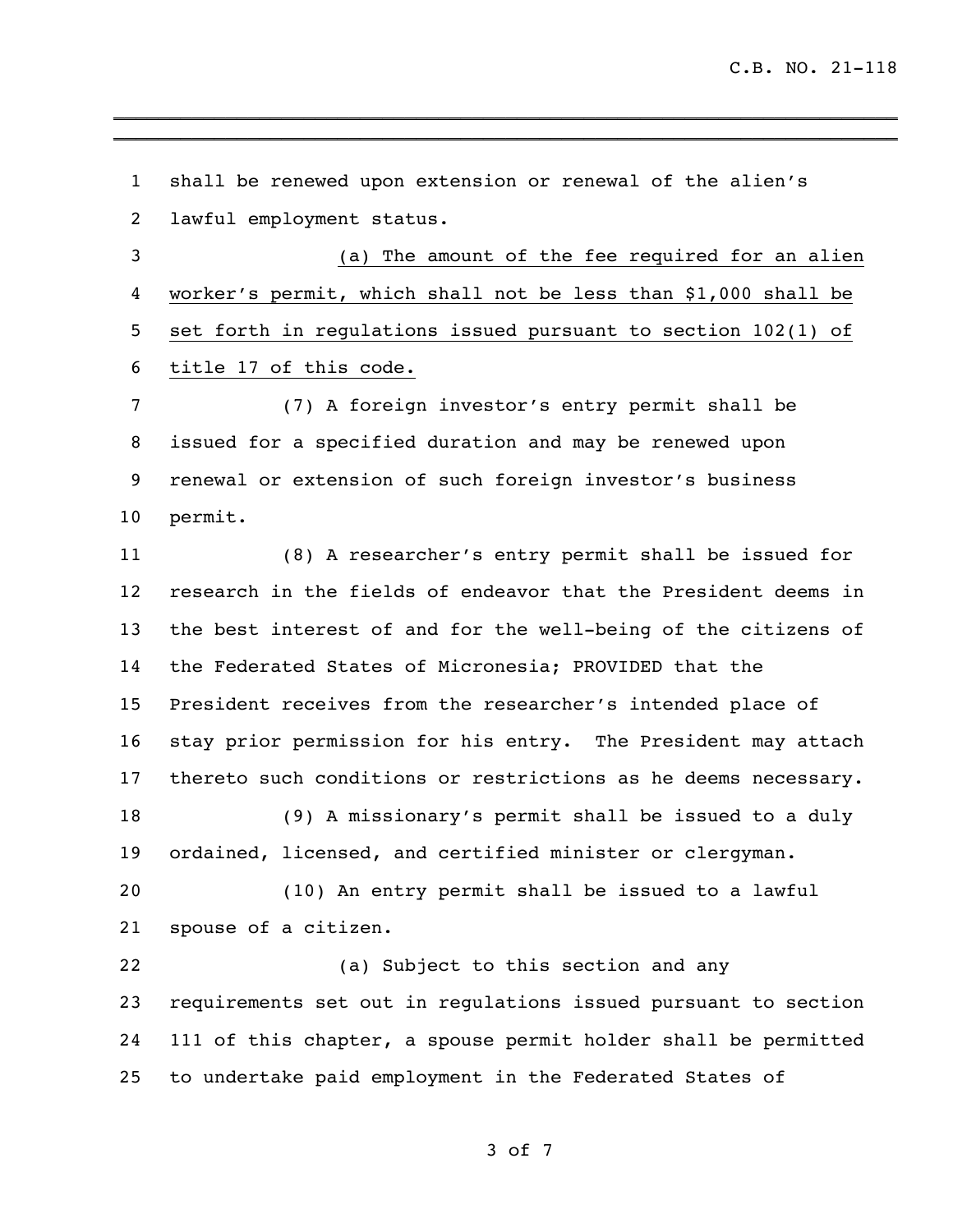shall be renewed upon extension or renewal of the alien's lawful employment status.

(a) The amount of the fee required for an alien worker's permit, which shall not be less than $1,000 shall be set forth in regulations issued pursuant to section 102(1) of title 17 of this code.

(7) A foreign investor's entry permit shall be issued for a specified duration and may be renewed upon renewal or extension of such foreign investor's business permit.

(8) A researcher's entry permit shall be issued for research in the fields of endeavor that the President deems in the best interest of and for the well-being of the citizens of the Federated States of Micronesia; PROVIDED that the President receives from the researcher's intended place of stay prior permission for his entry. The President may attach thereto such conditions or restrictions as he deems necessary.

(9) A missionary's permit shall be issued to a duly ordained, licensed, and certified minister or clergyman.

(10) An entry permit shall be issued to a lawful spouse of a citizen.

(a) Subject to this section and any requirements set out in regulations issued pursuant to section 111 of this chapter, a spouse permit holder shall be permitted to undertake paid employment in the Federated States of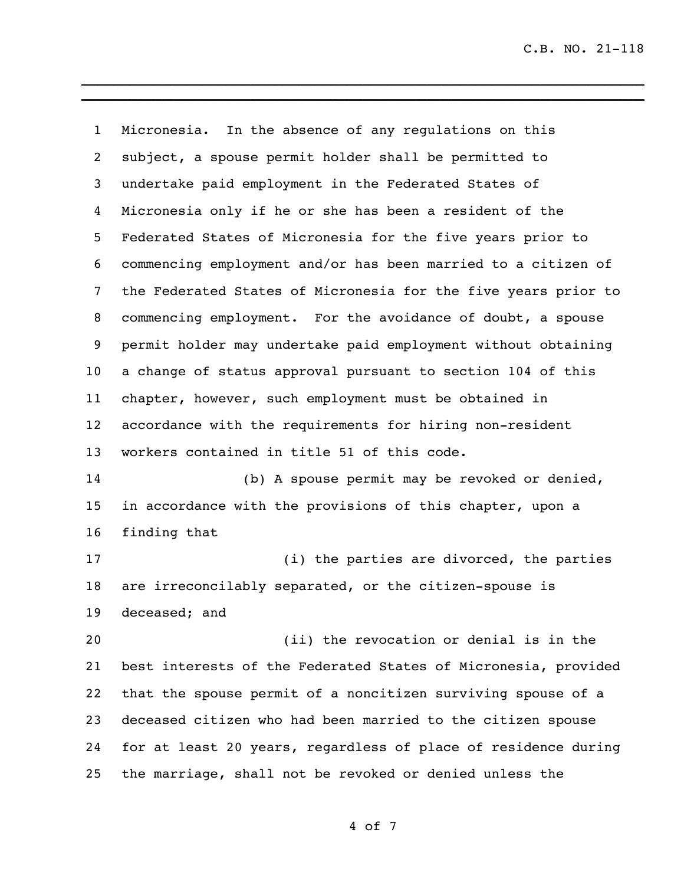Micronesia. In the absence of any regulations on this subject, a spouse permit holder shall be permitted to undertake paid employment in the Federated States of Micronesia only if he or she has been a resident of the Federated States of Micronesia for the five years prior to commencing employment and/or has been married to a citizen of the Federated States of Micronesia for the five years prior to commencing employment. For the avoidance of doubt, a spouse permit holder may undertake paid employment without obtaining a change of status approval pursuant to section 104 of this chapter, however, such employment must be obtained in accordance with the requirements for hiring non-resident workers contained in title 51 of this code.

(b) A spouse permit may be revoked or denied, in accordance with the provisions of this chapter, upon a finding that

(i) the parties are divorced, the parties are irreconcilably separated, or the citizen-spouse is deceased; and

(ii) the revocation or denial is in the best interests of the Federated States of Micronesia, provided that the spouse permit of a noncitizen surviving spouse of a deceased citizen who had been married to the citizen spouse for at least 20 years, regardless of place of residence during the marriage, shall not be revoked or denied unless the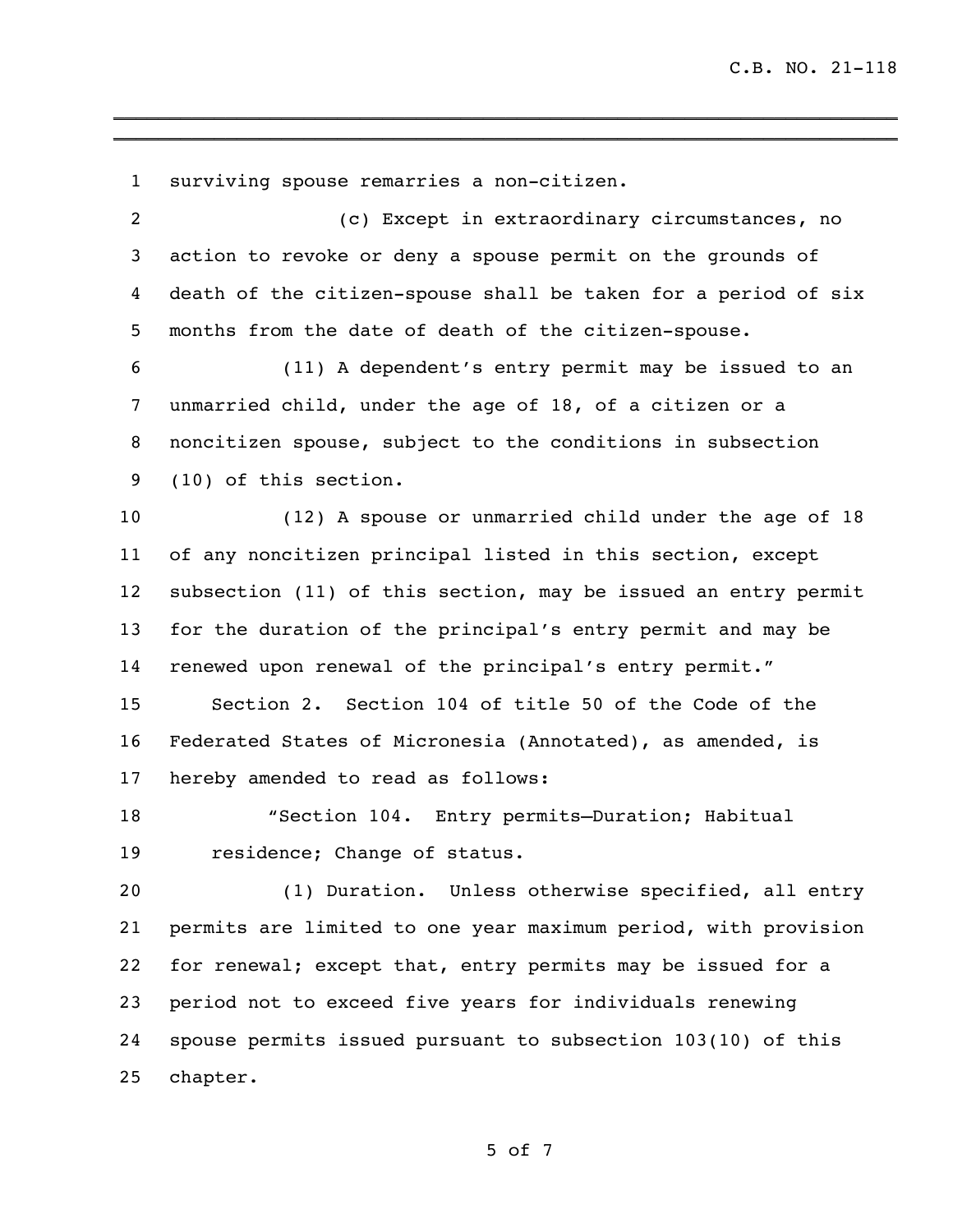surviving spouse remarries a non-citizen.

(c) Except in extraordinary circumstances, no action to revoke or deny a spouse permit on the grounds of death of the citizen-spouse shall be taken for a period of six months from the date of death of the citizen-spouse.

(11) A dependent's entry permit may be issued to an unmarried child, under the age of 18, of a citizen or a noncitizen spouse, subject to the conditions in subsection (10) of this section.

(12) A spouse or unmarried child under the age of 18 of any noncitizen principal listed in this section, except subsection (11) of this section, may be issued an entry permit for the duration of the principal's entry permit and may be renewed upon renewal of the principal's entry permit."

Section 2. Section 104 of title 50 of the Code of the Federated States of Micronesia (Annotated), as amended, is hereby amended to read as follows:

"Section 104. Entry permits—Duration; Habitual residence; Change of status.

(1) Duration. Unless otherwise specified, all entry permits are limited to one year maximum period, with provision for renewal; except that, entry permits may be issued for a period not to exceed five years for individuals renewing spouse permits issued pursuant to subsection 103(10) of this chapter.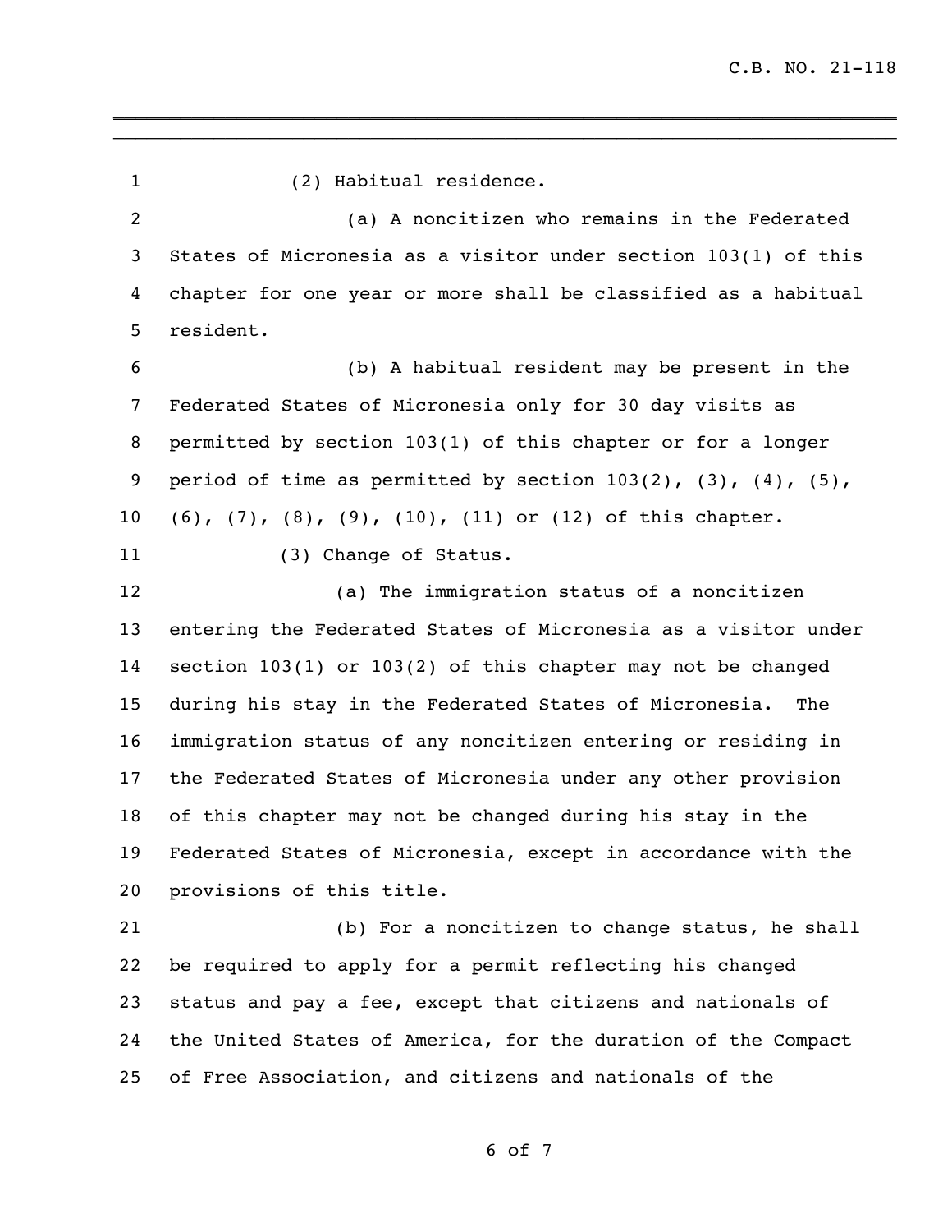(2) Habitual residence.

(a) A noncitizen who remains in the Federated States of Micronesia as a visitor under section 103(1) of this chapter for one year or more shall be classified as a habitual resident.

(b) A habitual resident may be present in the Federated States of Micronesia only for 30 day visits as permitted by section 103(1) of this chapter or for a longer period of time as permitted by section 103(2), (3), (4), (5), (6), (7), (8), (9), (10), (11) or (12) of this chapter.

(3) Change of Status.

(a) The immigration status of a noncitizen entering the Federated States of Micronesia as a visitor under section 103(1) or 103(2) of this chapter may not be changed during his stay in the Federated States of Micronesia. The immigration status of any noncitizen entering or residing in the Federated States of Micronesia under any other provision of this chapter may not be changed during his stay in the Federated States of Micronesia, except in accordance with the provisions of this title.

(b) For a noncitizen to change status, he shall be required to apply for a permit reflecting his changed status and pay a fee, except that citizens and nationals of the United States of America, for the duration of the Compact of Free Association, and citizens and nationals of the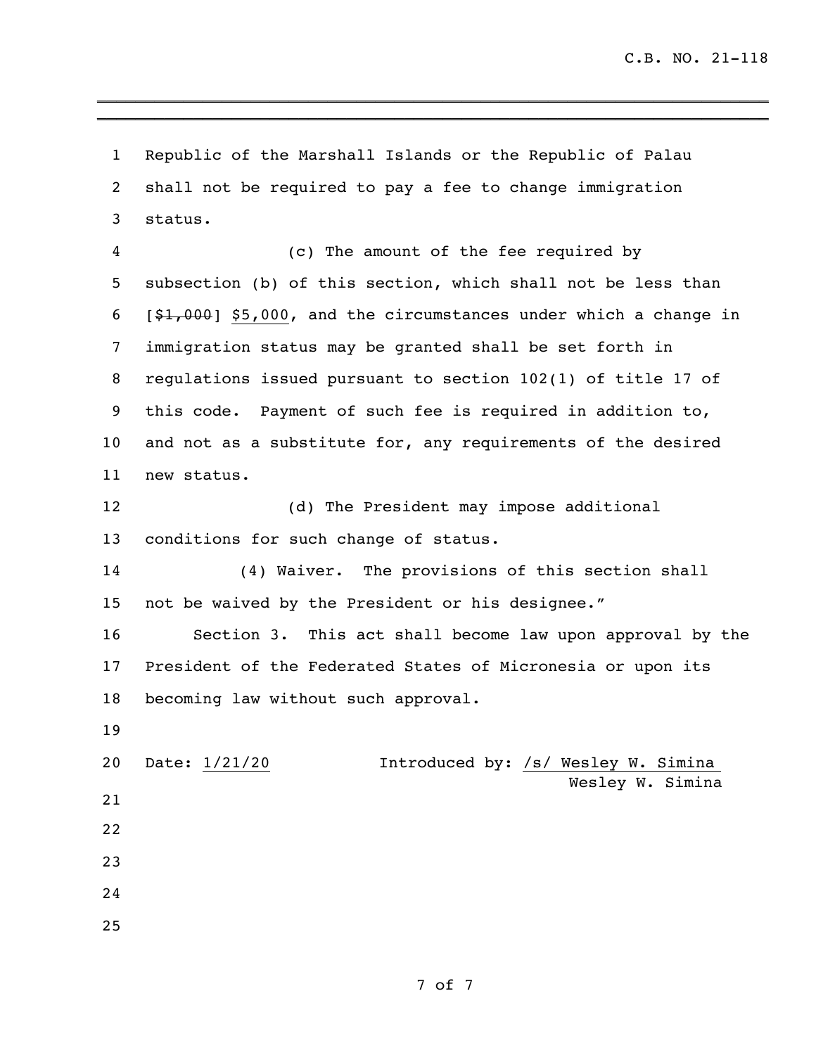Republic of the Marshall Islands or the Republic of Palau shall not be required to pay a fee to change immigration status.

(c) The amount of the fee required by subsection (b) of this section, which shall not be less than [~~$1,000~~] <u>$5,000</u>, and the circumstances under which a change in immigration status may be granted shall be set forth in regulations issued pursuant to section 102(1) of title 17 of this code. Payment of such fee is required in addition to, and not as a substitute for, any requirements of the desired new status.

(d) The President may impose additional conditions for such change of status.

(4) Waiver. The provisions of this section shall not be waived by the President or his designee."

Section 3. This act shall become law upon approval by the President of the Federated States of Micronesia or upon its becoming law without such approval.

Date: <u>1/21/20</u>

Introduced by: <u>/s/ Wesley W. Simina</u>
Wesley W. Simina